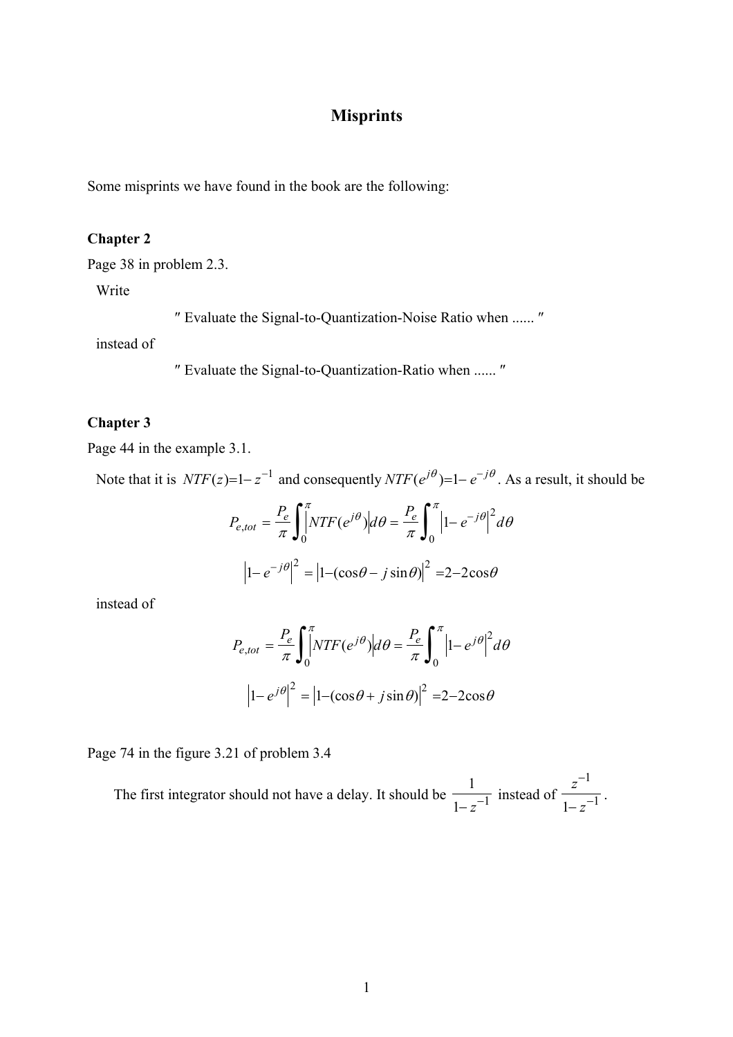# Misprints

Some misprints we have found in the book are the following:

**Chapter 2**

Page 38 in problem 2.3.

Write

″ Evaluate the Signal-to-Quantization-Noise Ratio when ...... ″

instead of

″ Evaluate the Signal-to-Quantization-Ratio when ...... ″

**Chapter 3**

Page 44 in the example 3.1.

Note that it is $NTF(z)=1-z^{-1}$ and consequently $NTF(e^{j\theta})=1-e^{-j\theta}$. As a result, it should be

$$P_{e,tot} = \frac{P_e}{\pi}\int_0^{\pi}\left|NTF(e^{j\theta})\right|d\theta = \frac{P_e}{\pi}\int_0^{\pi}\left|1-e^{-j\theta}\right|^2 d\theta$$

$$\left|1-e^{-j\theta}\right|^2 = \left|1-(\cos\theta - j\sin\theta)\right|^2 = 2-2\cos\theta$$

instead of

$$P_{e,tot} = \frac{P_e}{\pi}\int_0^{\pi}\left|NTF(e^{j\theta})\right|d\theta = \frac{P_e}{\pi}\int_0^{\pi}\left|1-e^{j\theta}\right|^2 d\theta$$

$$\left|1-e^{j\theta}\right|^2 = \left|1-(\cos\theta + j\sin\theta)\right|^2 = 2-2\cos\theta$$

Page 74 in the figure 3.21 of problem 3.4

The first integrator should not have a delay. It should be $\frac{1}{1-z^{-1}}$ instead of $\frac{z^{-1}}{1-z^{-1}}$.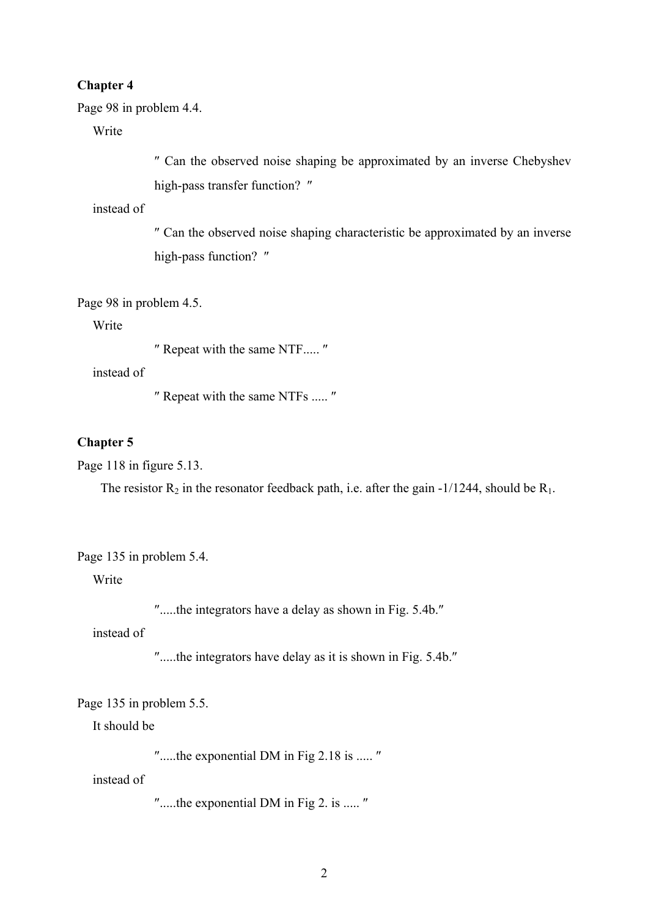**Chapter 4**

Page 98 in problem 4.4.

Write

> ″ Can the observed noise shaping be approximated by an inverse Chebyshev high-pass transfer function? ″

instead of

> ″ Can the observed noise shaping characteristic be approximated by an inverse high-pass function? ″

Page 98 in problem 4.5.

Write

> ″ Repeat with the same NTF..... ″

instead of

> ″ Repeat with the same NTFs ..... ″

**Chapter 5**

Page 118 in figure 5.13.

The resistor $R_2$ in the resonator feedback path, i.e. after the gain -1/1244, should be $R_1$.

Page 135 in problem 5.4.

Write

> ″.....the integrators have a delay as shown in Fig. 5.4b.″

instead of

> ″.....the integrators have delay as it is shown in Fig. 5.4b.″

Page 135 in problem 5.5.

It should be

> ″.....the exponential DM in Fig 2.18 is ..... ″

instead of

> ″.....the exponential DM in Fig 2. is ..... ″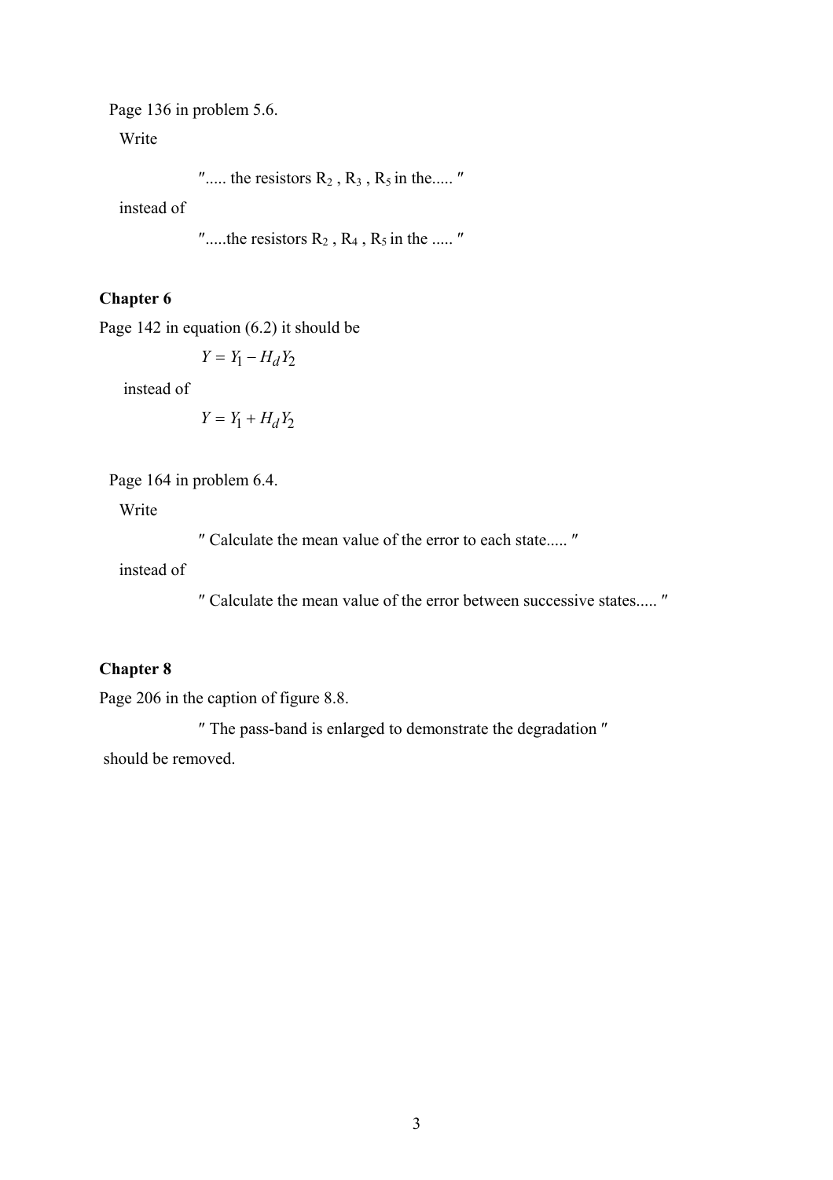Page 136 in problem 5.6.

Write

″..... the resistors $R_2$ , $R_3$ , $R_5$ in the..... ″

instead of

″.....the resistors $R_2$ , $R_4$ , $R_5$ in the ..... ″

**Chapter 6**

Page 142 in equation (6.2) it should be

$$Y = Y_1 - H_d Y_2$$

instead of

$$Y = Y_1 + H_d Y_2$$

Page 164 in problem 6.4.

Write

″ Calculate the mean value of the error to each state..... ″

instead of

″ Calculate the mean value of the error between successive states..... ″

**Chapter 8**

Page 206 in the caption of figure 8.8.

″ The pass-band is enlarged to demonstrate the degradation ″

should be removed.